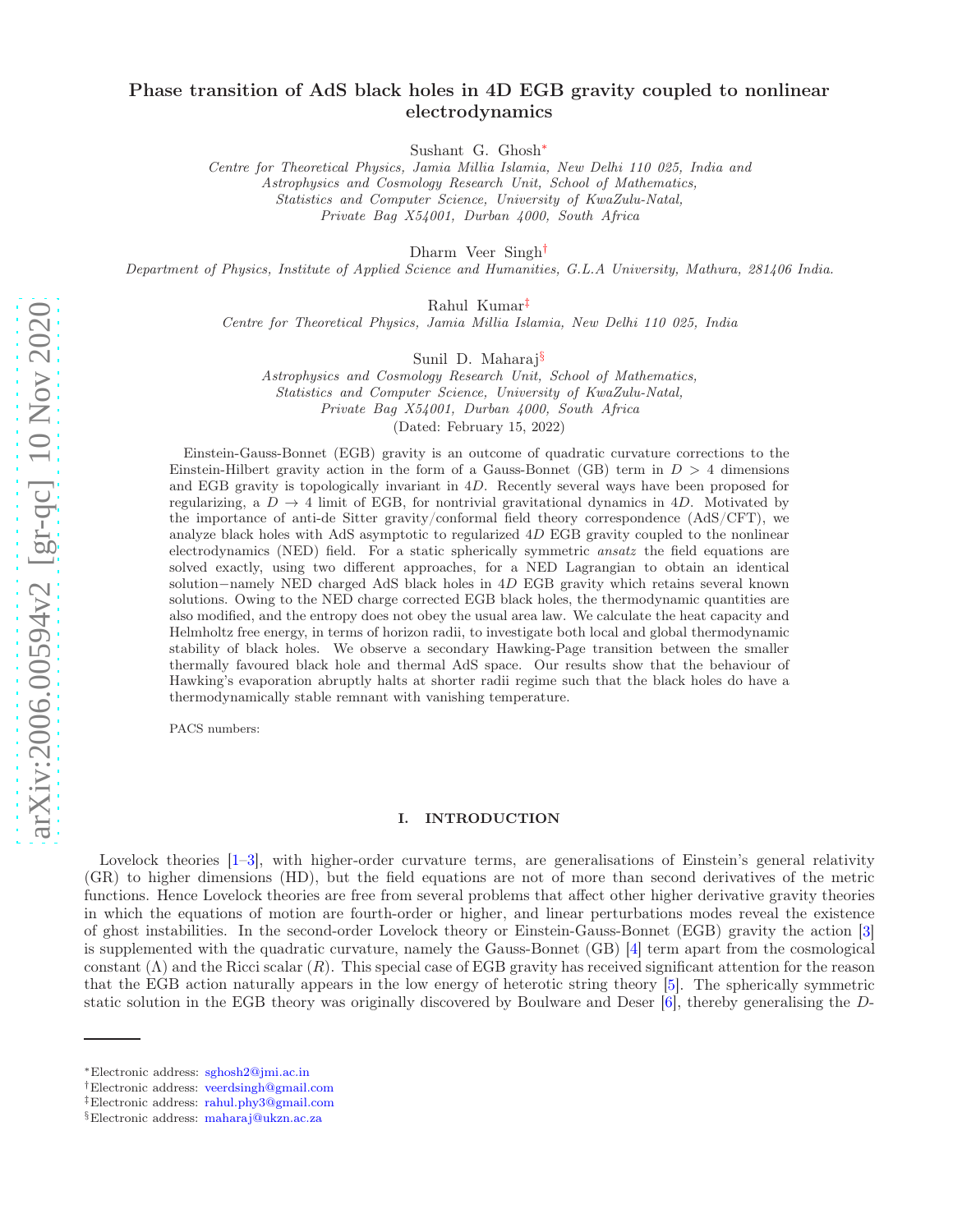# Phase transition of AdS black holes in 4D EGB gravity coupled to nonlinear electrodynamics

Sushant G. Ghosh*

*Centre for Theoretical Physics, Jamia Millia Islamia, New Delhi 110 025, India and Astrophysics and Cosmology Research Unit, School of Mathematics, Statistics and Computer Science, University of KwaZulu-Natal, Private Bag X54001, Durban 4000, South Africa*

Dharm Veer Singh†

*Department of Physics, Institute of Applied Science and Humanities, G.L.A University, Mathura, 281406 India.*

Rahul Kumar‡

*Centre for Theoretical Physics, Jamia Millia Islamia, New Delhi 110 025, India*

Sunil D. Maharaj§

*Astrophysics and Cosmology Research Unit, School of Mathematics, Statistics and Computer Science, University of KwaZulu-Natal, Private Bag X54001, Durban 4000, South Africa*

(Dated: February 15, 2022)

Einstein-Gauss-Bonnet (EGB) gravity is an outcome of quadratic curvature corrections to the Einstein-Hilbert gravity action in the form of a Gauss-Bonnet (GB) term in $D > 4$ dimensions and EGB gravity is topologically invariant in $4D$. Recently several ways have been proposed for regularizing, a $D \to 4$ limit of EGB, for nontrivial gravitational dynamics in $4D$. Motivated by the importance of anti-de Sitter gravity/conformal field theory correspondence (AdS/CFT), we analyze black holes with AdS asymptotic to regularized $4D$ EGB gravity coupled to the nonlinear electrodynamics (NED) field. For a static spherically symmetric *ansatz* the field equations are solved exactly, using two different approaches, for a NED Lagrangian to obtain an identical solution−namely NED charged AdS black holes in $4D$ EGB gravity which retains several known solutions. Owing to the NED charge corrected EGB black holes, the thermodynamic quantities are also modified, and the entropy does not obey the usual area law. We calculate the heat capacity and Helmholtz free energy, in terms of horizon radii, to investigate both local and global thermodynamic stability of black holes. We observe a secondary Hawking-Page transition between the smaller thermally favoured black hole and thermal AdS space. Our results show that the behaviour of Hawking's evaporation abruptly halts at shorter radii regime such that the black holes do have a thermodynamically stable remnant with vanishing temperature.

PACS numbers:

## I. INTRODUCTION

Lovelock theories [1–3], with higher-order curvature terms, are generalisations of Einstein's general relativity (GR) to higher dimensions (HD), but the field equations are not of more than second derivatives of the metric functions. Hence Lovelock theories are free from several problems that affect other higher derivative gravity theories in which the equations of motion are fourth-order or higher, and linear perturbations modes reveal the existence of ghost instabilities. In the second-order Lovelock theory or Einstein-Gauss-Bonnet (EGB) gravity the action [3] is supplemented with the quadratic curvature, namely the Gauss-Bonnet (GB) [4] term apart from the cosmological constant ($\Lambda$) and the Ricci scalar ($R$). This special case of EGB gravity has received significant attention for the reason that the EGB action naturally appears in the low energy of heterotic string theory [5]. The spherically symmetric static solution in the EGB theory was originally discovered by Boulware and Deser [6], thereby generalising the $D$-

*Electronic address: sghosh2@jmi.ac.in
†Electronic address: veerdsingh@gmail.com
‡Electronic address: rahul.phy3@gmail.com
§Electronic address: maharaj@ukzn.ac.za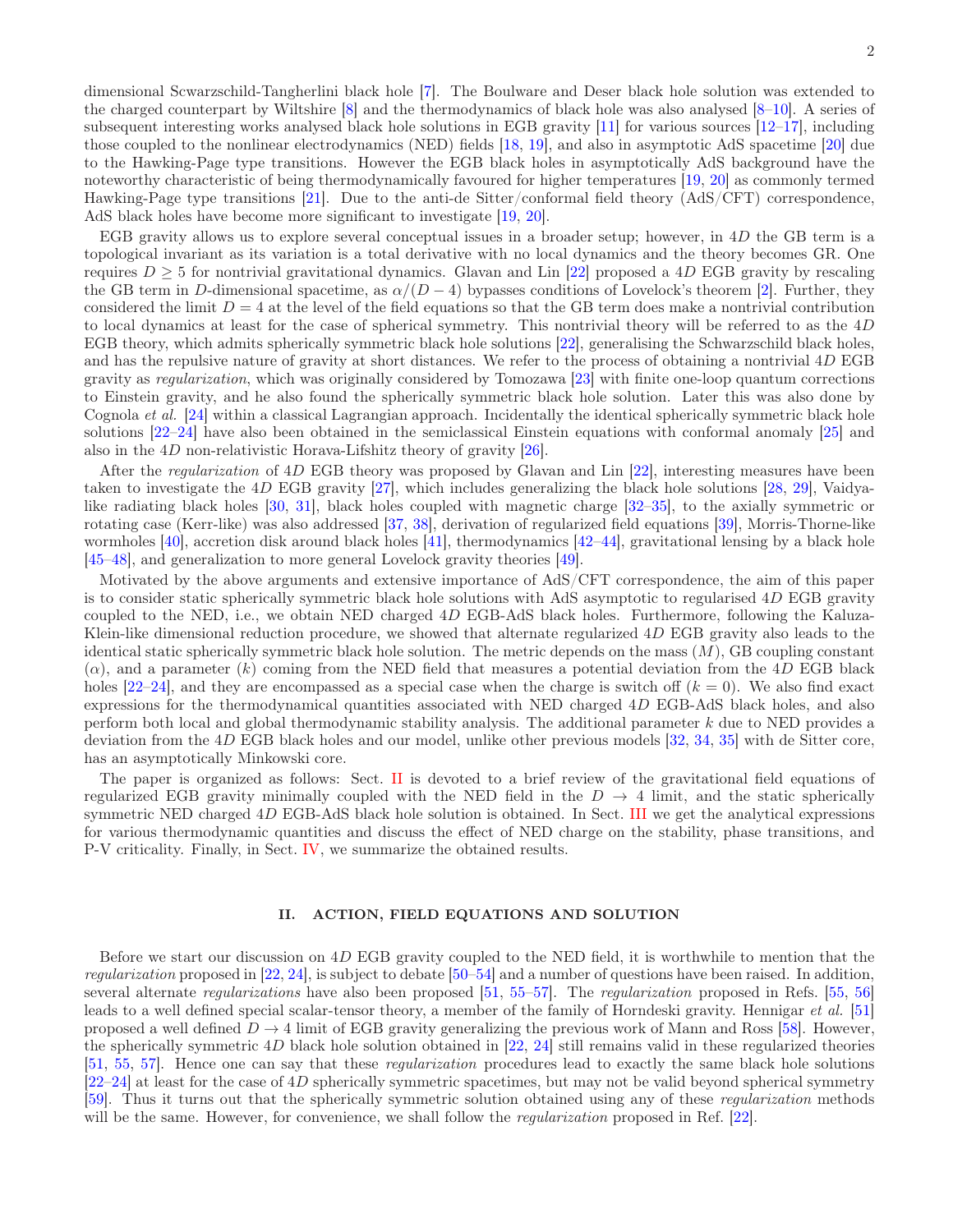dimensional Scwarzschild-Tangherlini black hole [7]. The Boulware and Deser black hole solution was extended to the charged counterpart by Wiltshire [8] and the thermodynamics of black hole was also analysed [8–10]. A series of subsequent interesting works analysed black hole solutions in EGB gravity [11] for various sources [12–17], including those coupled to the nonlinear electrodynamics (NED) fields [18, 19], and also in asymptotic AdS spacetime [20] due to the Hawking-Page type transitions. However the EGB black holes in asymptotically AdS background have the noteworthy characteristic of being thermodynamically favoured for higher temperatures [19, 20] as commonly termed Hawking-Page type transitions [21]. Due to the anti-de Sitter/conformal field theory (AdS/CFT) correspondence, AdS black holes have become more significant to investigate [19, 20].

EGB gravity allows us to explore several conceptual issues in a broader setup; however, in $4D$ the GB term is a topological invariant as its variation is a total derivative with no local dynamics and the theory becomes GR. One requires $D \geq 5$ for nontrivial gravitational dynamics. Glavan and Lin [22] proposed a $4D$ EGB gravity by rescaling the GB term in $D$-dimensional spacetime, as $\alpha/(D-4)$ bypasses conditions of Lovelock's theorem [2]. Further, they considered the limit $D = 4$ at the level of the field equations so that the GB term does make a nontrivial contribution to local dynamics at least for the case of spherical symmetry. This nontrivial theory will be referred to as the $4D$ EGB theory, which admits spherically symmetric black hole solutions [22], generalising the Schwarzschild black holes, and has the repulsive nature of gravity at short distances. We refer to the process of obtaining a nontrivial $4D$ EGB gravity as *regularization*, which was originally considered by Tomozawa [23] with finite one-loop quantum corrections to Einstein gravity, and he also found the spherically symmetric black hole solution. Later this was also done by Cognola *et al.* [24] within a classical Lagrangian approach. Incidentally the identical spherically symmetric black hole solutions [22–24] have also been obtained in the semiclassical Einstein equations with conformal anomaly [25] and also in the $4D$ non-relativistic Horava-Lifshitz theory of gravity [26].

After the *regularization* of $4D$ EGB theory was proposed by Glavan and Lin [22], interesting measures have been taken to investigate the $4D$ EGB gravity [27], which includes generalizing the black hole solutions [28, 29], Vaidya-like radiating black holes [30, 31], black holes coupled with magnetic charge [32–35], to the axially symmetric or rotating case (Kerr-like) was also addressed [37, 38], derivation of regularized field equations [39], Morris-Thorne-like wormholes [40], accretion disk around black holes [41], thermodynamics [42–44], gravitational lensing by a black hole [45–48], and generalization to more general Lovelock gravity theories [49].

Motivated by the above arguments and extensive importance of AdS/CFT correspondence, the aim of this paper is to consider static spherically symmetric black hole solutions with AdS asymptotic to regularised $4D$ EGB gravity coupled to the NED, i.e., we obtain NED charged $4D$ EGB-AdS black holes. Furthermore, following the Kaluza-Klein-like dimensional reduction procedure, we showed that alternate regularized $4D$ EGB gravity also leads to the identical static spherically symmetric black hole solution. The metric depends on the mass ($M$), GB coupling constant ($\alpha$), and a parameter ($k$) coming from the NED field that measures a potential deviation from the $4D$ EGB black holes [22–24], and they are encompassed as a special case when the charge is switch off ($k = 0$). We also find exact expressions for the thermodynamical quantities associated with NED charged $4D$ EGB-AdS black holes, and also perform both local and global thermodynamic stability analysis. The additional parameter $k$ due to NED provides a deviation from the $4D$ EGB black holes and our model, unlike other previous models [32, 34, 35] with de Sitter core, has an asymptotically Minkowski core.

The paper is organized as follows: Sect. II is devoted to a brief review of the gravitational field equations of regularized EGB gravity minimally coupled with the NED field in the $D \to 4$ limit, and the static spherically symmetric NED charged $4D$ EGB-AdS black hole solution is obtained. In Sect. III we get the analytical expressions for various thermodynamic quantities and discuss the effect of NED charge on the stability, phase transitions, and P-V criticality. Finally, in Sect. IV, we summarize the obtained results.

## II. ACTION, FIELD EQUATIONS AND SOLUTION

Before we start our discussion on $4D$ EGB gravity coupled to the NED field, it is worthwhile to mention that the *regularization* proposed in [22, 24], is subject to debate [50–54] and a number of questions have been raised. In addition, several alternate *regularizations* have also been proposed [51, 55–57]. The *regularization* proposed in Refs. [55, 56] leads to a well defined special scalar-tensor theory, a member of the family of Horndeski gravity. Hennigar *et al.* [51] proposed a well defined $D \to 4$ limit of EGB gravity generalizing the previous work of Mann and Ross [58]. However, the spherically symmetric $4D$ black hole solution obtained in [22, 24] still remains valid in these regularized theories [51, 55, 57]. Hence one can say that these *regularization* procedures lead to exactly the same black hole solutions [22–24] at least for the case of $4D$ spherically symmetric spacetimes, but may not be valid beyond spherical symmetry [59]. Thus it turns out that the spherically symmetric solution obtained using any of these *regularization* methods will be the same. However, for convenience, we shall follow the *regularization* proposed in Ref. [22].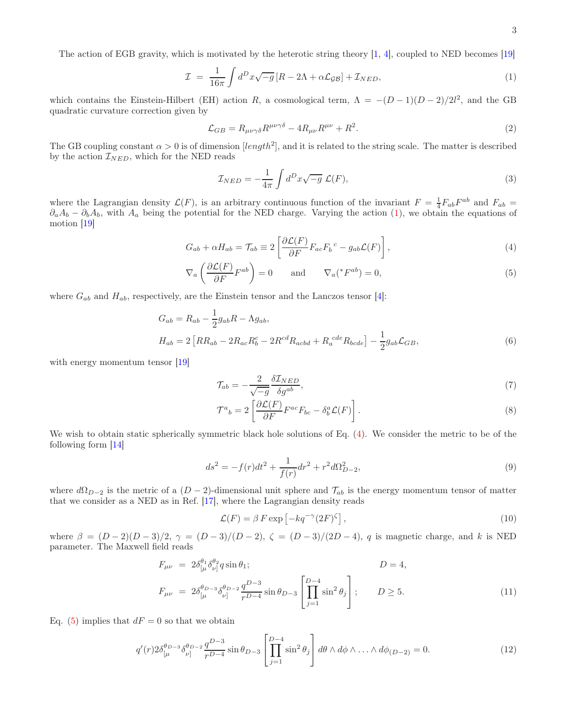The action of EGB gravity, which is motivated by the heterotic string theory [1, 4], coupled to NED becomes [19]

$$\mathcal{I} \;=\; \frac{1}{16\pi}\int d^Dx\sqrt{-g}\left[R-2\Lambda+\alpha\mathcal{L_{GB}}\right]+\mathcal{I}_{NED}, \tag{1}$$

which contains the Einstein-Hilbert (EH) action $R$, a cosmological term, $\Lambda = -(D-1)(D-2)/2l^2$, and the GB quadratic curvature correction given by

$$\mathcal{L}_{GB} = R_{\mu\nu\gamma\delta}R^{\mu\nu\gamma\delta} - 4R_{\mu\nu}R^{\mu\nu} + R^2. \tag{2}$$

The GB coupling constant $\alpha > 0$ is of dimension $[length^2]$, and it is related to the string scale. The matter is described by the action $\mathcal{I}_{NED}$, which for the NED reads

$$\mathcal{I}_{NED} = -\frac{1}{4\pi}\int d^Dx\sqrt{-g}\;\mathcal{L}(F), \tag{3}$$

where the Lagrangian density $\mathcal{L}(F)$, is an arbitrary continuous function of the invariant $F = \frac{1}{4}F_{ab}F^{ab}$ and $F_{ab} = \partial_a A_b - \partial_b A_b$, with $A_a$ being the potential for the NED charge. Varying the action (1), we obtain the equations of motion [19]

$$G_{ab}+\alpha H_{ab} = \mathcal{T}_{ab} \equiv 2\left[\frac{\partial\mathcal{L}(F)}{\partial F}F_{ac}F_b{}^c - g_{ab}\mathcal{L}(F)\right], \tag{4}$$

$$\nabla_a\left(\frac{\partial\mathcal{L}(F)}{\partial F}F^{ab}\right) = 0 \qquad \text{and} \qquad \nabla_a(^*F^{ab}) = 0, \tag{5}$$

where $G_{ab}$ and $H_{ab}$, respectively, are the Einstein tensor and the Lanczos tensor [4]:

$$\begin{aligned}
G_{ab} &= R_{ab} - \frac{1}{2}g_{ab}R - \Lambda g_{ab},\\
H_{ab} &= 2\left[RR_{ab} - 2R_{ac}R^c_b - 2R^{cd}R_{acbd} + R_a{}^{cde}R_{bcde}\right] - \frac{1}{2}g_{ab}\mathcal{L}_{GB},
\end{aligned} \tag{6}$$

with energy momentum tensor [19]

$$\mathcal{T}_{ab} = -\frac{2}{\sqrt{-g}}\frac{\delta\mathcal{I}_{NED}}{\delta g^{ab}}, \tag{7}$$

$$\mathcal{T}^a{}_b = 2\left[\frac{\partial\mathcal{L}(F)}{\partial F}F^{ac}F_{bc} - \delta^a_b\mathcal{L}(F)\right]. \tag{8}$$

We wish to obtain static spherically symmetric black hole solutions of Eq. (4). We consider the metric to be of the following form [14]

$$ds^2 = -f(r)dt^2 + \frac{1}{f(r)}dr^2 + r^2 d\Omega^2_{D-2}, \tag{9}$$

where $d\Omega_{D-2}$ is the metric of a $(D-2)$-dimensional unit sphere and $\mathcal{T}_{ab}$ is the energy momentum tensor of matter that we consider as a NED as in Ref. [17], where the Lagrangian density reads

$$\mathcal{L}(F) = \beta\, F\exp\left[-kq^{-\gamma}(2F)^{\zeta}\right], \tag{10}$$

where $\beta = (D-2)(D-3)/2$, $\gamma = (D-3)/(D-2)$, $\zeta = (D-3)/(2D-4)$, $q$ is magnetic charge, and $k$ is NED parameter. The Maxwell field reads

$$\begin{aligned}
F_{\mu\nu} &= 2\delta^{\theta_1}_{[\mu}\delta^{\theta_2}_{\nu]}q\sin\theta_1; && D=4,\\
F_{\mu\nu} &= 2\delta^{\theta_{D-3}}_{[\mu}\delta^{\theta_{D-2}}_{\nu]}\frac{q^{D-3}}{r^{D-4}}\sin\theta_{D-3}\left[\prod_{j=1}^{D-4}\sin^2\theta_j\right]; && D\geq 5.
\end{aligned} \tag{11}$$

Eq. (5) implies that $dF = 0$ so that we obtain

$$q'(r)2\delta^{\theta_{D-3}}_{[\mu}\delta^{\theta_{D-2}}_{\nu]}\frac{q^{D-3}}{r^{D-4}}\sin\theta_{D-3}\left[\prod_{j=1}^{D-4}\sin^2\theta_j\right]d\theta\wedge d\phi\wedge\ldots\wedge d\phi_{(D-2)} = 0. \tag{12}$$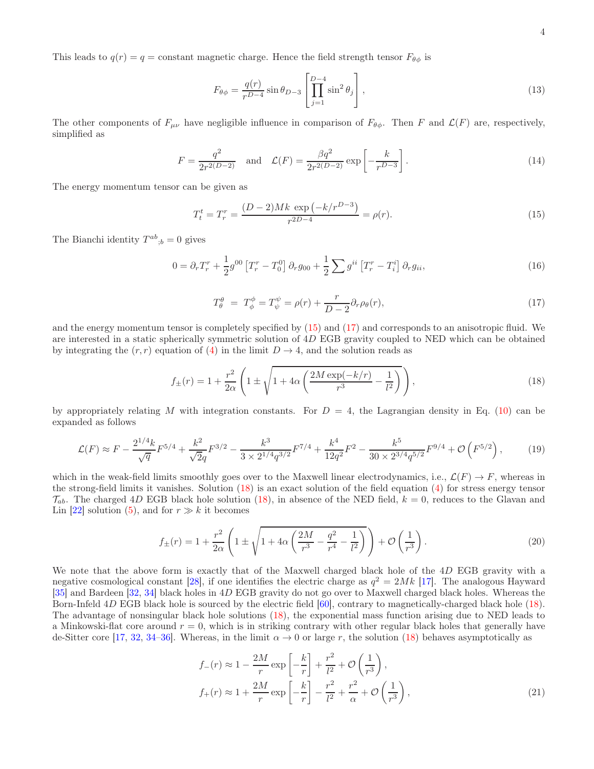This leads to $q(r) = q =$ constant magnetic charge. Hence the field strength tensor $F_{\theta\phi}$ is

$$F_{\theta\phi} = \frac{q(r)}{r^{D-4}} \sin\theta_{D-3} \left[ \prod_{j=1}^{D-4} \sin^2\theta_j \right], \tag{13}$$

The other components of $F_{\mu\nu}$ have negligible influence in comparison of $F_{\theta\phi}$. Then $F$ and $\mathcal{L}(F)$ are, respectively, simplified as

$$F = \frac{q^2}{2r^{2(D-2)}} \quad \text{and} \quad \mathcal{L}(F) = \frac{\beta q^2}{2r^{2(D-2)}} \exp\left[ -\frac{k}{r^{D-3}} \right]. \tag{14}$$

The energy momentum tensor can be given as

$$T_t^t = T_r^r = \frac{(D-2)Mk\, \exp\left(-k/r^{D-3}\right)}{r^{2D-4}} = \rho(r). \tag{15}$$

The Bianchi identity $T^{ab}{}_{;b} = 0$ gives

$$0 = \partial_r T_r^r + \frac{1}{2} g^{00} \left[ T_r^r - T_0^0 \right] \partial_r g_{00} + \frac{1}{2} \sum g^{ii} \left[ T_r^r - T_i^i \right] \partial_r g_{ii}, \tag{16}$$

$$T_\theta^\theta \;=\; T_\phi^\phi = T_\psi^\psi = \rho(r) + \frac{r}{D-2} \partial_r \rho_\theta(r), \tag{17}$$

and the energy momentum tensor is completely specified by (15) and (17) and corresponds to an anisotropic fluid. We are interested in a static spherically symmetric solution of $4D$ EGB gravity coupled to NED which can be obtained by integrating the $(r,r)$ equation of (4) in the limit $D \to 4$, and the solution reads as

$$f_\pm(r) = 1 + \frac{r^2}{2\alpha} \left( 1 \pm \sqrt{1 + 4\alpha \left( \frac{2M \exp(-k/r)}{r^3} - \frac{1}{l^2} \right)} \right), \tag{18}$$

by appropriately relating $M$ with integration constants. For $D = 4$, the Lagrangian density in Eq. (10) can be expanded as follows

$$\mathcal{L}(F) \approx F - \frac{2^{1/4} k}{\sqrt{q}} F^{5/4} + \frac{k^2}{\sqrt{2} q} F^{3/2} - \frac{k^3}{3 \times 2^{1/4} q^{3/2}} F^{7/4} + \frac{k^4}{12 q^2} F^2 - \frac{k^5}{30 \times 2^{3/4} q^{5/2}} F^{9/4} + \mathcal{O}\left(F^{5/2}\right), \tag{19}$$

which in the weak-field limits smoothly goes over to the Maxwell linear electrodynamics, i.e., $\mathcal{L}(F) \to F$, whereas in the strong-field limits it vanishes. Solution (18) is an exact solution of the field equation (4) for stress energy tensor $\mathcal{T}_{ab}$. The charged $4D$ EGB black hole solution (18), in absence of the NED field, $k = 0$, reduces to the Glavan and Lin [22] solution (5), and for $r \gg k$ it becomes

$$f_\pm(r) = 1 + \frac{r^2}{2\alpha} \left( 1 \pm \sqrt{1 + 4\alpha \left( \frac{2M}{r^3} - \frac{q^2}{r^4} - \frac{1}{l^2} \right)} \right) + \mathcal{O}\left( \frac{1}{r^3} \right). \tag{20}$$

We note that the above form is exactly that of the Maxwell charged black hole of the $4D$ EGB gravity with a negative cosmological constant [28], if one identifies the electric charge as $q^2 = 2Mk$ [17]. The analogous Hayward [35] and Bardeen [32, 34] black holes in $4D$ EGB gravity do not go over to Maxwell charged black holes. Whereas the Born-Infeld $4D$ EGB black hole is sourced by the electric field [60], contrary to magnetically-charged black hole (18). The advantage of nonsingular black hole solutions (18), the exponential mass function arising due to NED leads to a Minkowski-flat core around $r = 0$, which is in striking contrary with other regular black holes that generally have de-Sitter core [17, 32, 34–36]. Whereas, in the limit $\alpha \to 0$ or large $r$, the solution (18) behaves asymptotically as

$$\begin{aligned}
f_-(r) &\approx 1 - \frac{2M}{r} \exp\left[ -\frac{k}{r} \right] + \frac{r^2}{l^2} + \mathcal{O}\left( \frac{1}{r^3} \right), \\
f_+(r) &\approx 1 + \frac{2M}{r} \exp\left[ -\frac{k}{r} \right] - \frac{r^2}{l^2} + \frac{r^2}{\alpha} + \mathcal{O}\left( \frac{1}{r^3} \right),
\end{aligned} \tag{21}$$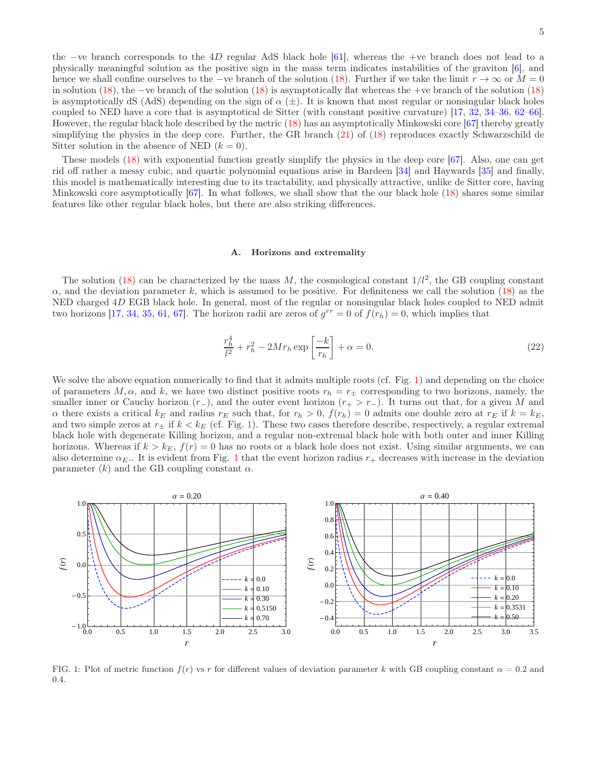the −ve branch corresponds to the $4D$ regular AdS black hole [61], whereas the +ve branch does not lead to a physically meaningful solution as the positive sign in the mass term indicates instabilities of the graviton [6], and hence we shall confine ourselves to the −ve branch of the solution (18). Further if we take the limit $r \to \infty$ or $M = 0$ in solution (18), the −ve branch of the solution (18) is asymptotically flat whereas the +ve branch of the solution (18) is asymptotically dS (AdS) depending on the sign of $\alpha$ ($\pm$). It is known that most regular or nonsingular black holes coupled to NED have a core that is asymptotical de Sitter (with constant positive curvature) [17, 32, 34–36, 62–66]. However, the regular black hole described by the metric (18) has an asymptotically Minkowski core [67] thereby greatly simplifying the physics in the deep core. Further, the GR branch (21) of (18) reproduces exactly Schwarzschild de Sitter solution in the absence of NED ($k = 0$).

These models (18) with exponential function greatly simplify the physics in the deep core [67]. Also, one can get rid off rather a messy cubic, and quartic polynomial equations arise in Bardeen [34] and Haywards [35] and finally, this model is mathematically interesting due to its tractability, and physically attractive, unlike de Sitter core, having Minkowski core asymptotically [67]. In what follows, we shall show that the our black hole (18) shares some similar features like other regular black holes, but there are also striking differences.

### A. Horizons and extremality

The solution (18) can be characterized by the mass $M$, the cosmological constant $1/l^2$, the GB coupling constant $\alpha$, and the deviation parameter $k$, which is assumed to be positive. For definiteness we call the solution (18) as the NED charged $4D$ EGB black hole. In general, most of the regular or nonsingular black holes coupled to NED admit two horizons [17, 34, 35, 61, 67]. The horizon radii are zeros of $g^{rr} = 0$ of $f(r_h) = 0$, which implies that

$$\frac{r_h^4}{l^2} + r_h^2 - 2Mr_h \exp\left[\frac{-k}{r_h}\right] + \alpha = 0. \tag{22}$$

We solve the above equation numerically to find that it admits multiple roots (cf. Fig. 1) and depending on the choice of parameters $M, \alpha$, and $k$, we have two distinct positive roots $r_h = r_\pm$ corresponding to two horizons, namely, the smaller inner or Cauchy horizon ($r_-$), and the outer event horizon ($r_+ > r_-$). It turns out that, for a given $M$ and $\alpha$ there exists a critical $k_E$ and radius $r_E$ such that, for $r_h > 0$, $f(r_h) = 0$ admits one double zero at $r_E$ if $k = k_E$, and two simple zeros at $r_\pm$ if $k < k_E$ (cf. Fig. 1). These two cases therefore describe, respectively, a regular extremal black hole with degenerate Killing horizon, and a regular non-extremal black hole with both outer and inner Killing horizons. Whereas if $k > k_E$, $f(r) = 0$ has no roots or a black hole does not exist. Using similar arguments, we can also determine $\alpha_E$.. It is evident from Fig. 1 that the event horizon radius $r_+$ decreases with increase in the deviation parameter ($k$) and the GB coupling constant $\alpha$.

FIG. 1: Plot of metric function $f(r)$ vs $r$ for different values of deviation parameter $k$ with GB coupling constant $\alpha = 0.2$ and 0.4.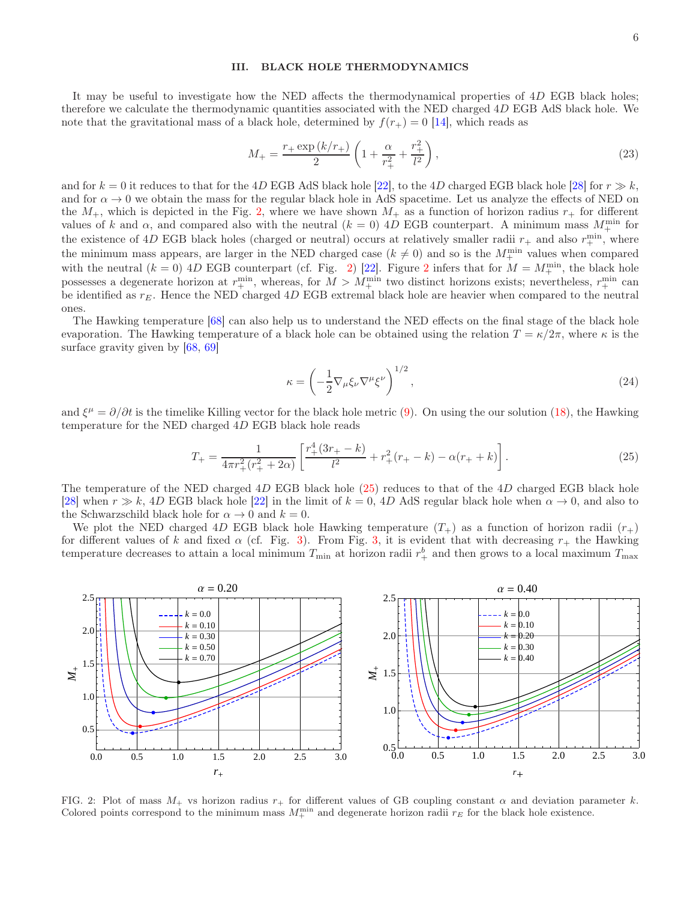## III. BLACK HOLE THERMODYNAMICS

It may be useful to investigate how the NED affects the thermodynamical properties of 4*D* EGB black holes; therefore we calculate the thermodynamic quantities associated with the NED charged 4*D* EGB AdS black hole. We note that the gravitational mass of a black hole, determined by $f(r_+) = 0$ [14], which reads as

$$M_+ = \frac{r_+ \exp\left(k/r_+\right)}{2}\left(1 + \frac{\alpha}{r_+^2} + \frac{r_+^2}{l^2}\right), \tag{23}$$

and for $k = 0$ it reduces to that for the 4*D* EGB AdS black hole [22], to the 4*D* charged EGB black hole [28] for $r \gg k$, and for $\alpha \to 0$ we obtain the mass for the regular black hole in AdS spacetime. Let us analyze the effects of NED on the $M_+$, which is depicted in the Fig. 2, where we have shown $M_+$ as a function of horizon radius $r_+$ for different values of $k$ and $\alpha$, and compared also with the neutral ($k = 0$) 4*D* EGB counterpart. A minimum mass $M_+^{\text{min}}$ for the existence of 4*D* EGB black holes (charged or neutral) occurs at relatively smaller radii $r_+$ and also $r_+^{\text{min}}$, where the minimum mass appears, are larger in the NED charged case ($k \neq 0$) and so is the $M_+^{\text{min}}$ values when compared with the neutral ($k = 0$) 4*D* EGB counterpart (cf. Fig. 2) [22]. Figure 2 infers that for $M = M_+^{\text{min}}$, the black hole possesses a degenerate horizon at $r_+^{\text{min}}$, whereas, for $M > M_+^{\text{min}}$ two distinct horizons exists; nevertheless, $r_+^{\text{min}}$ can be identified as $r_E$. Hence the NED charged 4*D* EGB extremal black hole are heavier when compared to the neutral ones.

The Hawking temperature [68] can also help us to understand the NED effects on the final stage of the black hole evaporation. The Hawking temperature of a black hole can be obtained using the relation $T = \kappa/2\pi$, where $\kappa$ is the surface gravity given by [68, 69]

$$\kappa = \left(-\frac{1}{2}\nabla_\mu \xi_\nu \nabla^\mu \xi^\nu\right)^{1/2}, \tag{24}$$

and $\xi^\mu = \partial/\partial t$ is the timelike Killing vector for the black hole metric (9). On using the our solution (18), the Hawking temperature for the NED charged 4*D* EGB black hole reads

$$T_+ = \frac{1}{4\pi r_+^2(r_+^2 + 2\alpha)}\left[\frac{r_+^4(3r_+ - k)}{l^2} + r_+^2(r_+ - k) - \alpha(r_+ + k)\right]. \tag{25}$$

The temperature of the NED charged 4*D* EGB black hole (25) reduces to that of the 4*D* charged EGB black hole [28] when $r \gg k$, 4*D* EGB black hole [22] in the limit of $k = 0$, 4*D* AdS regular black hole when $\alpha \to 0$, and also to the Schwarzschild black hole for $\alpha \to 0$ and $k = 0$.

We plot the NED charged 4*D* EGB black hole Hawking temperature ($T_+$) as a function of horizon radii ($r_+$) for different values of $k$ and fixed $\alpha$ (cf. Fig. 3). From Fig. 3, it is evident that with decreasing $r_+$ the Hawking temperature decreases to attain a local minimum $T_{\text{min}}$ at horizon radii $r_+^b$ and then grows to a local maximum $T_{\text{max}}$

FIG. 2: Plot of mass $M_+$ vs horizon radius $r_+$ for different values of GB coupling constant $\alpha$ and deviation parameter $k$. Colored points correspond to the minimum mass $M_+^{\text{min}}$ and degenerate horizon radii $r_E$ for the black hole existence.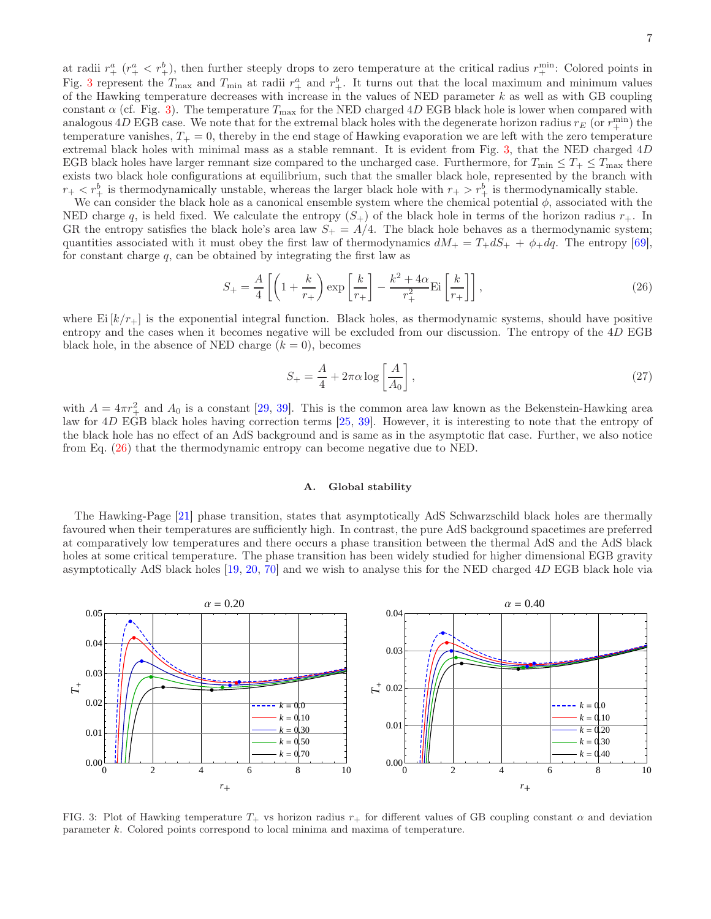at radii $r_+^a$ ($r_+^a < r_+^b$), then further steeply drops to zero temperature at the critical radius $r_+^{\min}$: Colored points in Fig. 3 represent the $T_{\max}$ and $T_{\min}$ at radii $r_+^a$ and $r_+^b$. It turns out that the local maximum and minimum values of the Hawking temperature decreases with increase in the values of NED parameter $k$ as well as with GB coupling constant $\alpha$ (cf. Fig. 3). The temperature $T_{\max}$ for the NED charged $4D$ EGB black hole is lower when compared with analogous $4D$ EGB case. We note that for the extremal black holes with the degenerate horizon radius $r_E$ (or $r_+^{\min}$) the temperature vanishes, $T_+ = 0$, thereby in the end stage of Hawking evaporation we are left with the zero temperature extremal black holes with minimal mass as a stable remnant. It is evident from Fig. 3, that the NED charged $4D$ EGB black holes have larger remnant size compared to the uncharged case. Furthermore, for $T_{\min} \leq T_+ \leq T_{\max}$ there exists two black hole configurations at equilibrium, such that the smaller black hole, represented by the branch with $r_+ < r_+^b$ is thermodynamically unstable, whereas the larger black hole with $r_+ > r_+^b$ is thermodynamically stable.

We can consider the black hole as a canonical ensemble system where the chemical potential $\phi$, associated with the NED charge $q$, is held fixed. We calculate the entropy ($S_+$) of the black hole in terms of the horizon radius $r_+$. In GR the entropy satisfies the black hole's area law $S_+ = A/4$. The black hole behaves as a thermodynamic system; quantities associated with it must obey the first law of thermodynamics $dM_+ = T_+ dS_+ + \phi_+ dq$. The entropy [69], for constant charge $q$, can be obtained by integrating the first law as

$$S_+ = \frac{A}{4}\left[\left(1+\frac{k}{r_+}\right)\exp\left[\frac{k}{r_+}\right] - \frac{k^2+4\alpha}{r_+^2}\text{Ei}\left[\frac{k}{r_+}\right]\right], \tag{26}$$

where $\text{Ei}\left[k/r_+\right]$ is the exponential integral function. Black holes, as thermodynamic systems, should have positive entropy and the cases when it becomes negative will be excluded from our discussion. The entropy of the $4D$ EGB black hole, in the absence of NED charge ($k = 0$), becomes

$$S_+ = \frac{A}{4} + 2\pi\alpha \log\left[\frac{A}{A_0}\right], \tag{27}$$

with $A = 4\pi r_+^2$ and $A_0$ is a constant [29, 39]. This is the common area law known as the Bekenstein-Hawking area law for $4D$ EGB black holes having correction terms [25, 39]. However, it is interesting to note that the entropy of the black hole has no effect of an AdS background and is same as in the asymptotic flat case. Further, we also notice from Eq. (26) that the thermodynamic entropy can become negative due to NED.

### A. Global stability

The Hawking-Page [21] phase transition, states that asymptotically AdS Schwarzschild black holes are thermally favoured when their temperatures are sufficiently high. In contrast, the pure AdS background spacetimes are preferred at comparatively low temperatures and there occurs a phase transition between the thermal AdS and the AdS black holes at some critical temperature. The phase transition has been widely studied for higher dimensional EGB gravity asymptotically AdS black holes [19, 20, 70] and we wish to analyse this for the NED charged $4D$ EGB black hole via

FIG. 3: Plot of Hawking temperature $T_+$ vs horizon radius $r_+$ for different values of GB coupling constant $\alpha$ and deviation parameter $k$. Colored points correspond to local minima and maxima of temperature.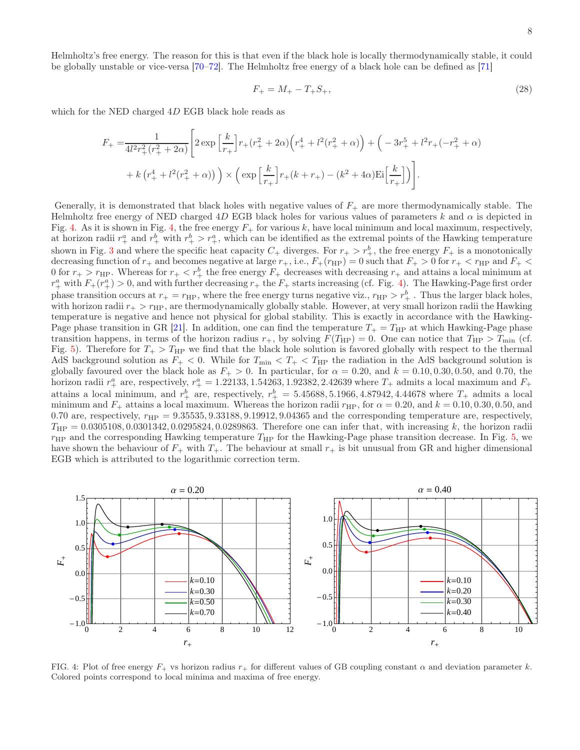Helmholtz's free energy. The reason for this is that even if the black hole is locally thermodynamically stable, it could be globally unstable or vice-versa [70–72]. The Helmholtz free energy of a black hole can be defined as [71]

$$F_+ = M_+ - T_+ S_+, \tag{28}$$

which for the NED charged $4D$ EGB black hole reads as

$$\begin{aligned} F_+ =& \frac{1}{4l^2 r_+^2 (r_+^2+2\alpha)} \Bigg[ 2\exp\left[\frac{k}{r_+}\right] r_+ (r_+^2+2\alpha)\Big(r_+^4 + l^2(r_+^2+\alpha)\Big) + \Big( -3r_+^5 + l^2 r_+(-r_+^2+\alpha) \\ &+ k\left(r_+^4 + l^2(r_+^2+\alpha)\right)\Big) \times \Big( \exp\left[\frac{k}{r_+}\right] r_+ (k+r_+) - (k^2+4\alpha)\mathrm{Ei}\Big[\frac{k}{r_+}\Big]\Big)\Bigg]. \end{aligned}$$

Generally, it is demonstrated that black holes with negative values of $F_+$ are more thermodynamically stable. The Helmholtz free energy of NED charged $4D$ EGB black holes for various values of parameters $k$ and $\alpha$ is depicted in Fig. 4. As it is shown in Fig. 4, the free energy $F_+$ for various $k$, have local minimum and local maximum, respectively, at horizon radii $r_+^a$ and $r_+^b$ with $r_+^b > r_+^a$, which can be identified as the extremal points of the Hawking temperature shown in Fig. 3 and where the specific heat capacity $C_+$ diverges. For $r_+ > r_+^b$, the free energy $F_+$ is a monotonically decreasing function of $r_+$ and becomes negative at large $r_+$, i.e., $F_+(r_{\rm HP}) = 0$ such that $F_+ > 0$ for $r_+ < r_{\rm HP}$ and $F_+ < 0$ for $r_+ > r_{\rm HP}$. Whereas for $r_+ < r_+^b$ the free energy $F_+$ decreases with decreasing $r_+$ and attains a local minimum at $r_+^a$ with $F_+(r_+^a) > 0$, and with further decreasing $r_+$ the $F_+$ starts increasing (cf. Fig. 4). The Hawking-Page first order phase transition occurs at $r_+ = r_{\rm HP}$, where the free energy turns negative viz., $r_{\rm HP} > r_+^b$ . Thus the larger black holes, with horizon radii $r_+ > r_{\rm HP}$, are thermodynamically globally stable. However, at very small horizon radii the Hawking temperature is negative and hence not physical for global stability. This is exactly in accordance with the Hawking-Page phase transition in GR [21]. In addition, one can find the temperature $T_+ = T_{\rm HP}$ at which Hawking-Page phase transition happens, in terms of the horizon radius $r_+$, by solving $F(T_{\rm HP}) = 0$. One can notice that $T_{\rm HP} > T_{\rm min}$ (cf. Fig. 5). Therefore for $T_+ > T_{\rm HP}$ we find that the black hole solution is favored globally with respect to the thermal AdS background solution as $F_+ < 0$. While for $T_{\rm min} < T_+ < T_{\rm HP}$ the radiation in the AdS background solution is globally favoured over the black hole as $F_+ > 0$. In particular, for $\alpha = 0.20$, and $k = 0.10, 0.30, 0.50,$ and $0.70$, the horizon radii $r_+^a$ are, respectively, $r_+^a = 1.22133, 1.54263, 1.92382, 2.42639$ where $T_+$ admits a local maximum and $F_+$ attains a local minimum, and $r_+^b$ are, respectively, $r_+^b = 5.45688, 5.1966, 4.87942, 4.44678$ where $T_+$ admits a local minimum and $F_+$ attains a local maximum. Whereas the horizon radii $r_{\rm HP}$, for $\alpha = 0.20$, and $k = 0.10, 0.30, 0.50,$ and $0.70$ are, respectively, $r_{\rm HP} = 9.35535, 9.33188, 9.19912, 9.04365$ and the corresponding temperature are, respectively, $T_{\rm HP} = 0.0305108, 0.0301342, 0.0295824, 0.0289863$. Therefore one can infer that, with increasing $k$, the horizon radii $r_{\rm HP}$ and the corresponding Hawking temperature $T_{\rm HP}$ for the Hawking-Page phase transition decrease. In Fig. 5, we have shown the behaviour of $F_+$ with $T_+$. The behaviour at small $r_+$ is bit unusual from GR and higher dimensional EGB which is attributed to the logarithmic correction term.

FIG. 4: Plot of free energy $F_+$ vs horizon radius $r_+$ for different values of GB coupling constant $\alpha$ and deviation parameter $k$. Colored points correspond to local minima and maxima of free energy.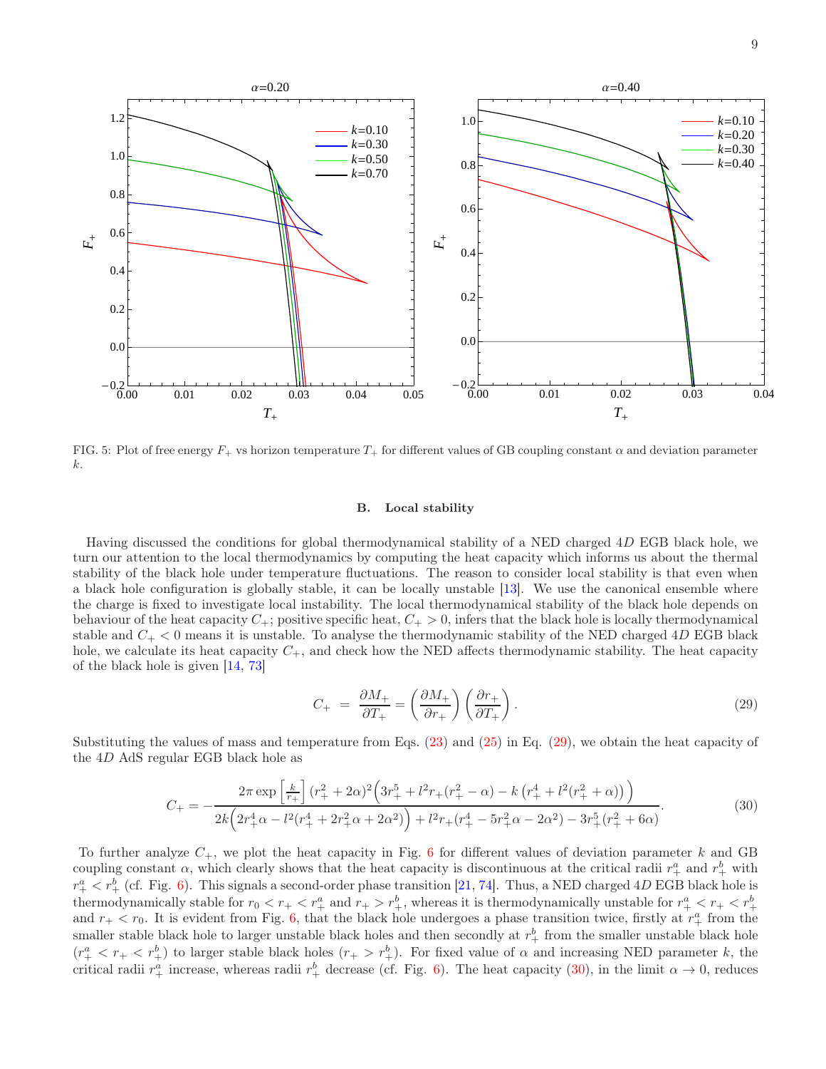FIG. 5: Plot of free energy $F_+$ vs horizon temperature $T_+$ for different values of GB coupling constant $\alpha$ and deviation parameter $k$.

### B. Local stability

Having discussed the conditions for global thermodynamical stability of a NED charged $4D$ EGB black hole, we turn our attention to the local thermodynamics by computing the heat capacity which informs us about the thermal stability of the black hole under temperature fluctuations. The reason to consider local stability is that even when a black hole configuration is globally stable, it can be locally unstable [13]. We use the canonical ensemble where the charge is fixed to investigate local instability. The local thermodynamical stability of the black hole depends on behaviour of the heat capacity $C_+$; positive specific heat, $C_+ > 0$, infers that the black hole is locally thermodynamical stable and $C_+ < 0$ means it is unstable. To analyse the thermodynamic stability of the NED charged $4D$ EGB black hole, we calculate its heat capacity $C_+$, and check how the NED affects thermodynamic stability. The heat capacity of the black hole is given [14, 73]

$$C_+ = \frac{\partial M_+}{\partial T_+} = \left(\frac{\partial M_+}{\partial r_+}\right)\left(\frac{\partial r_+}{\partial T_+}\right). \tag{29}$$

Substituting the values of mass and temperature from Eqs. (23) and (25) in Eq. (29), we obtain the heat capacity of the $4D$ AdS regular EGB black hole as

$$C_+ = -\frac{2\pi \exp\left[\frac{k}{r_+}\right](r_+^2+2\alpha)^2\Big(3r_+^5 + l^2 r_+(r_+^2-\alpha) - k\left(r_+^4 + l^2(r_+^2+\alpha)\right)\Big)}{2k\Big(2r_+^4\alpha - l^2(r_+^4+2r_+^2\alpha+2\alpha^2)\Big) + l^2 r_+(r_+^4 - 5r_+^2\alpha - 2\alpha^2) - 3r_+^5(r_+^2+6\alpha)}. \tag{30}$$

To further analyze $C_+$, we plot the heat capacity in Fig. 6 for different values of deviation parameter $k$ and GB coupling constant $\alpha$, which clearly shows that the heat capacity is discontinuous at the critical radii $r_+^a$ and $r_+^b$ with $r_+^a < r_+^b$ (cf. Fig. 6). This signals a second-order phase transition [21, 74]. Thus, a NED charged $4D$ EGB black hole is thermodynamically stable for $r_0 < r_+ < r_+^a$ and $r_+ > r_+^b$, whereas it is thermodynamically unstable for $r_+^a < r_+ < r_+^b$ and $r_+ < r_0$. It is evident from Fig. 6, that the black hole undergoes a phase transition twice, firstly at $r_+^a$ from the smaller stable black hole to larger unstable black holes and then secondly at $r_+^b$ from the smaller unstable black hole ($r_+^a < r_+ < r_+^b$) to larger stable black holes ($r_+ > r_+^b$). For fixed value of $\alpha$ and increasing NED parameter $k$, the critical radii $r_+^a$ increase, whereas radii $r_+^b$ decrease (cf. Fig. 6). The heat capacity (30), in the limit $\alpha \to 0$, reduces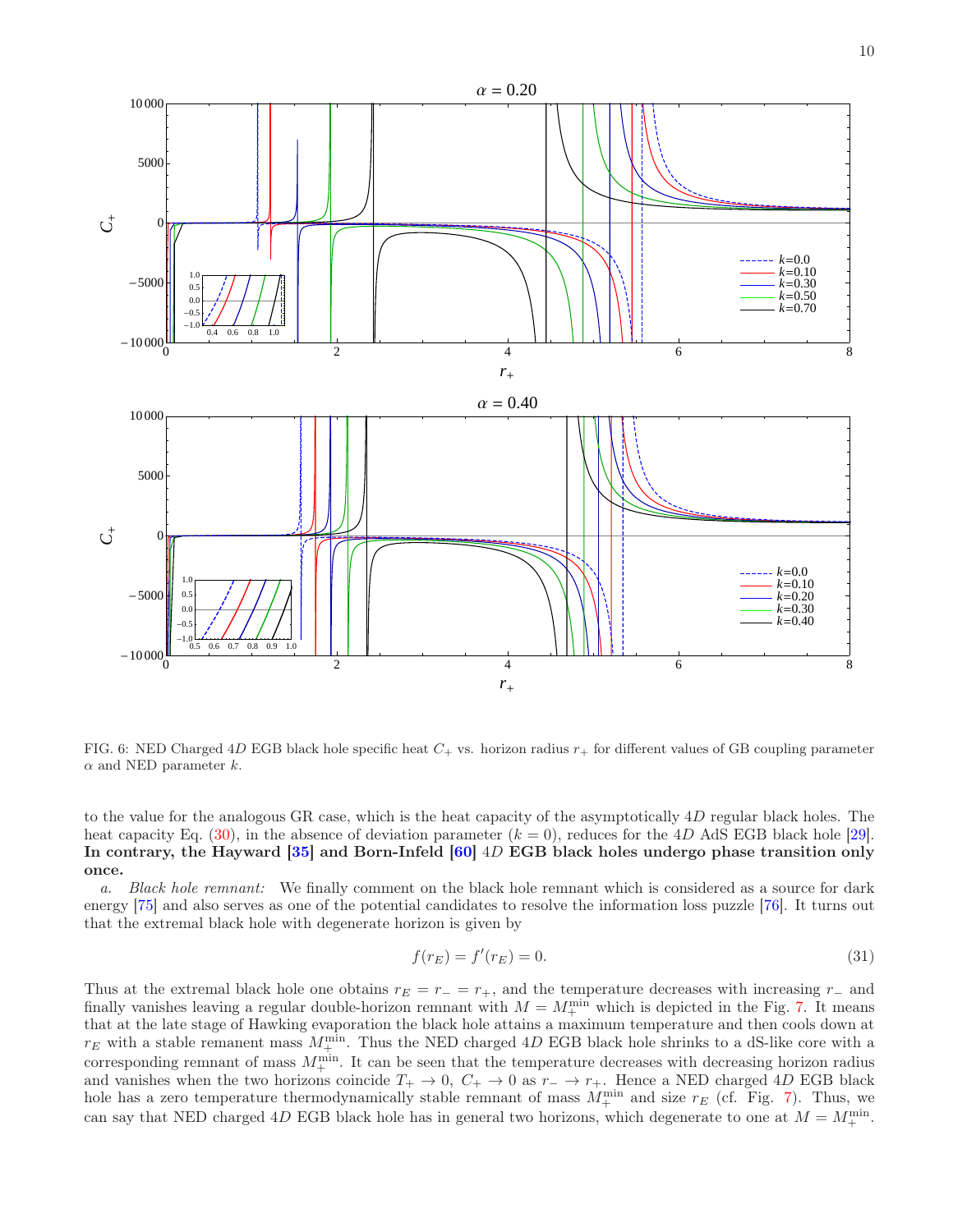FIG. 6: NED Charged 4$D$ EGB black hole specific heat $C_+$ vs. horizon radius $r_+$ for different values of GB coupling parameter $\alpha$ and NED parameter $k$.

to the value for the analogous GR case, which is the heat capacity of the asymptotically 4$D$ regular black holes. The heat capacity Eq. (30), in the absence of deviation parameter ($k = 0$), reduces for the 4$D$ AdS EGB black hole [29]. **In contrary, the Hayward [35] and Born-Infeld [60] 4$D$ EGB black holes undergo phase transition only once.**

*a. Black hole remnant:* We finally comment on the black hole remnant which is considered as a source for dark energy [75] and also serves as one of the potential candidates to resolve the information loss puzzle [76]. It turns out that the extremal black hole with degenerate horizon is given by

$$f(r_E) = f'(r_E) = 0. \tag{31}$$

Thus at the extremal black hole one obtains $r_E = r_- = r_+$, and the temperature decreases with increasing $r_-$ and finally vanishes leaving a regular double-horizon remnant with $M = M_+^{\text{min}}$ which is depicted in the Fig. 7. It means that at the late stage of Hawking evaporation the black hole attains a maximum temperature and then cools down at $r_E$ with a stable remanent mass $M_+^{\text{min}}$. Thus the NED charged 4$D$ EGB black hole shrinks to a dS-like core with a corresponding remnant of mass $M_+^{\text{min}}$. It can be seen that the temperature decreases with decreasing horizon radius and vanishes when the two horizons coincide $T_+ \to 0,\ C_+ \to 0$ as $r_- \to r_+$. Hence a NED charged 4$D$ EGB black hole has a zero temperature thermodynamically stable remnant of mass $M_+^{\text{min}}$ and size $r_E$ (cf. Fig. 7). Thus, we can say that NED charged 4$D$ EGB black hole has in general two horizons, which degenerate to one at $M = M_+^{\text{min}}$.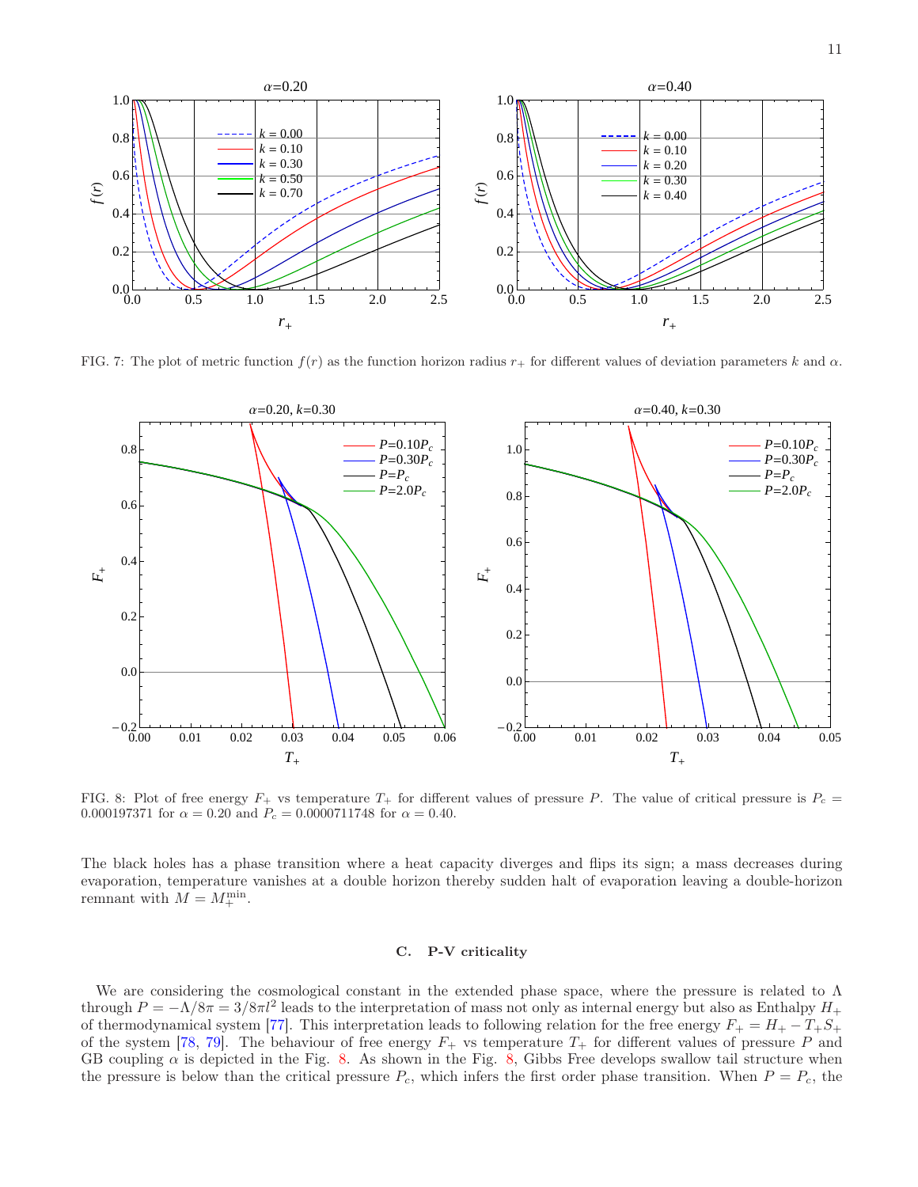FIG. 7: The plot of metric function $f(r)$ as the function horizon radius $r_+$ for different values of deviation parameters $k$ and $\alpha$.

FIG. 8: Plot of free energy $F_+$ vs temperature $T_+$ for different values of pressure $P$. The value of critical pressure is $P_c = 0.000197371$ for $\alpha = 0.20$ and $P_c = 0.0000711748$ for $\alpha = 0.40$.

The black holes has a phase transition where a heat capacity diverges and flips its sign; a mass decreases during evaporation, temperature vanishes at a double horizon thereby sudden halt of evaporation leaving a double-horizon remnant with $M = M_+^{\min}$.

### C. P-V criticality

We are considering the cosmological constant in the extended phase space, where the pressure is related to $\Lambda$ through $P = -\Lambda/8\pi = 3/8\pi l^2$ leads to the interpretation of mass not only as internal energy but also as Enthalpy $H_+$ of thermodynamical system [77]. This interpretation leads to following relation for the free energy $F_+ = H_+ - T_+ S_+$ of the system [78, 79]. The behaviour of free energy $F_+$ vs temperature $T_+$ for different values of pressure $P$ and GB coupling $\alpha$ is depicted in the Fig. 8. As shown in the Fig. 8, Gibbs Free develops swallow tail structure when the pressure is below than the critical pressure $P_c$, which infers the first order phase transition. When $P = P_c$, the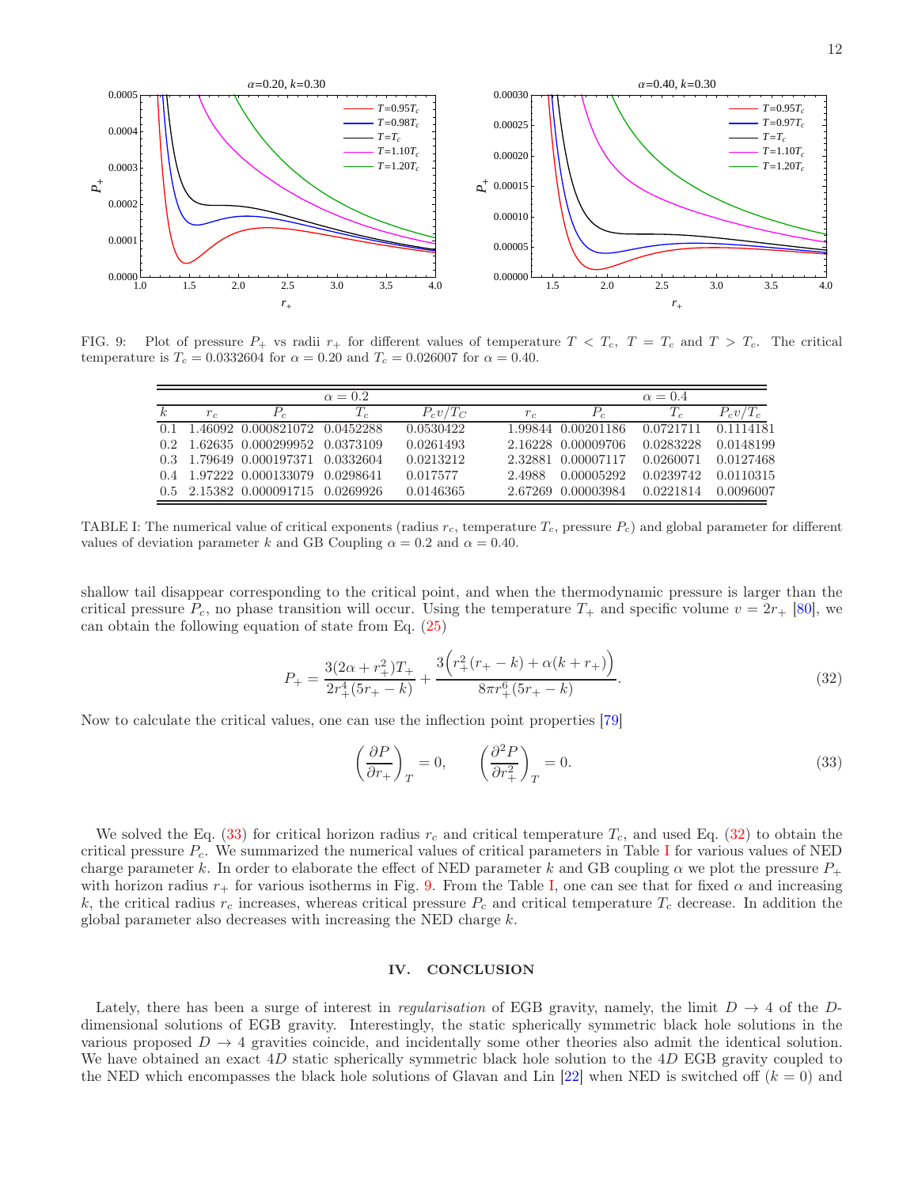FIG. 9: Plot of pressure $P_+$ vs radii $r_+$ for different values of temperature $T < T_c$, $T = T_c$ and $T > T_c$. The critical temperature is $T_c = 0.0332604$ for $\alpha = 0.20$ and $T_c = 0.026007$ for $\alpha = 0.40$.

| | $\alpha = 0.2$ | | | | $\alpha = 0.4$ | | | |
|---|---|---|---|---|---|---|---|---|
| $k$ | $r_c$ | $P_c$ | $T_c$ | $P_c v/T_C$ | $r_c$ | $P_c$ | $T_c$ | $P_c v/T_c$ |
| 0.1 | 1.46092 | 0.000821072 | 0.0452288 | 0.0530422 | 1.99844 | 0.00201186 | 0.0721711 | 0.1114181 |
| 0.2 | 1.62635 | 0.000299952 | 0.0373109 | 0.0261493 | 2.16228 | 0.00009706 | 0.0283228 | 0.0148199 |
| 0.3 | 1.79649 | 0.000197371 | 0.0332604 | 0.0213212 | 2.32881 | 0.00007117 | 0.0260071 | 0.0127468 |
| 0.4 | 1.97222 | 0.000133079 | 0.0298641 | 0.017577 | 2.4988 | 0.00005292 | 0.0239742 | 0.0110315 |
| 0.5 | 2.15382 | 0.000091715 | 0.0269926 | 0.0146365 | 2.67269 | 0.00003984 | 0.0221814 | 0.0096007 |

TABLE I: The numerical value of critical exponents (radius $r_c$, temperature $T_c$, pressure $P_c$) and global parameter for different values of deviation parameter $k$ and GB Coupling $\alpha = 0.2$ and $\alpha = 0.40$.

shallow tail disappear corresponding to the critical point, and when the thermodynamic pressure is larger than the critical pressure $P_c$, no phase transition will occur. Using the temperature $T_+$ and specific volume $v = 2r_+$ [80], we can obtain the following equation of state from Eq. (25)

$$P_+ = \frac{3(2\alpha + r_+^2)T_+}{2r_+^4(5r_+ - k)} + \frac{3\Big(r_+^2(r_+ - k) + \alpha(k + r_+)\Big)}{8\pi r_+^6(5r_+ - k)}. \tag{32}$$

Now to calculate the critical values, one can use the inflection point properties [79]

$$\left(\frac{\partial P}{\partial r_+}\right)_T = 0, \qquad \left(\frac{\partial^2 P}{\partial r_+^2}\right)_T = 0. \tag{33}$$

We solved the Eq. (33) for critical horizon radius $r_c$ and critical temperature $T_c$, and used Eq. (32) to obtain the critical pressure $P_c$. We summarized the numerical values of critical parameters in Table I for various values of NED charge parameter $k$. In order to elaborate the effect of NED parameter $k$ and GB coupling $\alpha$ we plot the pressure $P_+$ with horizon radius $r_+$ for various isotherms in Fig. 9. From the Table I, one can see that for fixed $\alpha$ and increasing $k$, the critical radius $r_c$ increases, whereas critical pressure $P_c$ and critical temperature $T_c$ decrease. In addition the global parameter also decreases with increasing the NED charge $k$.

## IV. CONCLUSION

Lately, there has been a surge of interest in *regularisation* of EGB gravity, namely, the limit $D \to 4$ of the $D$-dimensional solutions of EGB gravity. Interestingly, the static spherically symmetric black hole solutions in the various proposed $D \to 4$ gravities coincide, and incidentally some other theories also admit the identical solution. We have obtained an exact $4D$ static spherically symmetric black hole solution to the $4D$ EGB gravity coupled to the NED which encompasses the black hole solutions of Glavan and Lin [22] when NED is switched off ($k = 0$) and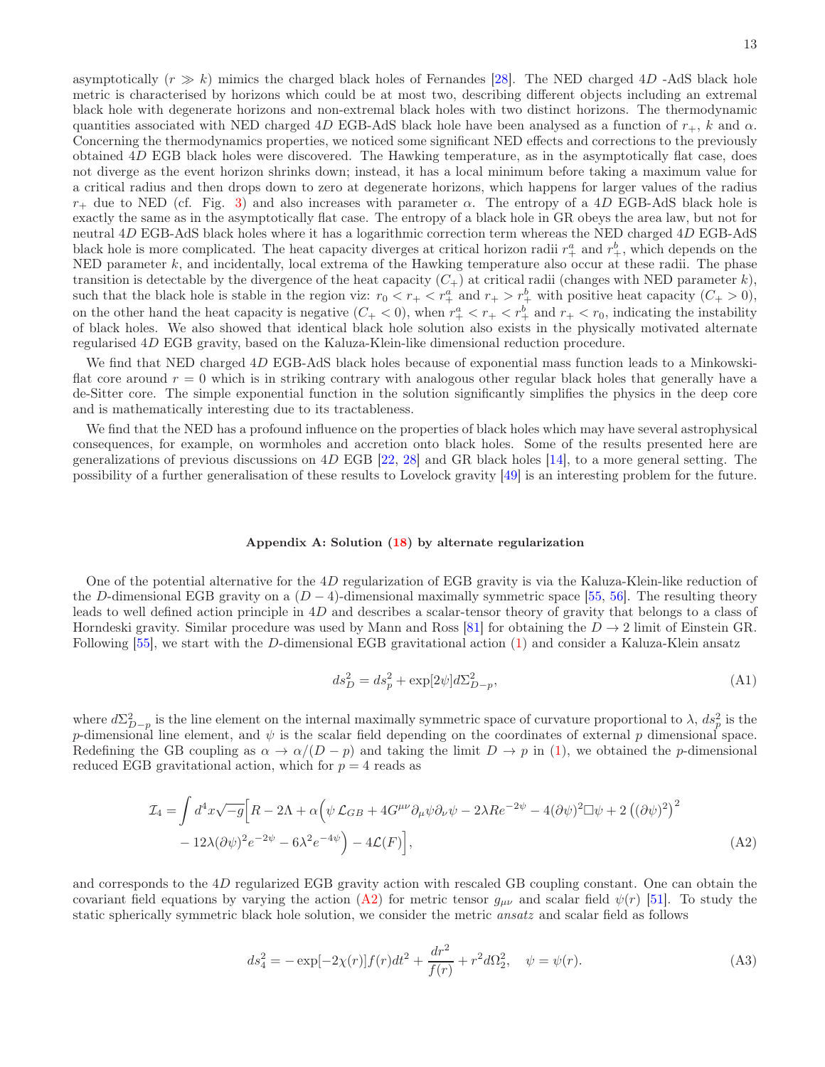asymptotically ($r \gg k$) mimics the charged black holes of Fernandes [28]. The NED charged $4D$ -AdS black hole metric is characterised by horizons which could be at most two, describing different objects including an extremal black hole with degenerate horizons and non-extremal black holes with two distinct horizons. The thermodynamic quantities associated with NED charged $4D$ EGB-AdS black hole have been analysed as a function of $r_+$, $k$ and $\alpha$. Concerning the thermodynamics properties, we noticed some significant NED effects and corrections to the previously obtained $4D$ EGB black holes were discovered. The Hawking temperature, as in the asymptotically flat case, does not diverge as the event horizon shrinks down; instead, it has a local minimum before taking a maximum value for a critical radius and then drops down to zero at degenerate horizons, which happens for larger values of the radius $r_+$ due to NED (cf. Fig. 3) and also increases with parameter $\alpha$. The entropy of a $4D$ EGB-AdS black hole is exactly the same as in the asymptotically flat case. The entropy of a black hole in GR obeys the area law, but not for neutral $4D$ EGB-AdS black holes where it has a logarithmic correction term whereas the NED charged $4D$ EGB-AdS black hole is more complicated. The heat capacity diverges at critical horizon radii $r_+^a$ and $r_+^b$, which depends on the NED parameter $k$, and incidentally, local extrema of the Hawking temperature also occur at these radii. The phase transition is detectable by the divergence of the heat capacity ($C_+$) at critical radii (changes with NED parameter $k$), such that the black hole is stable in the region viz: $r_0 < r_+ < r_+^a$ and $r_+ > r_+^b$ with positive heat capacity ($C_+ > 0$), on the other hand the heat capacity is negative ($C_+ < 0$), when $r_+^a < r_+ < r_+^b$ and $r_+ < r_0$, indicating the instability of black holes. We also showed that identical black hole solution also exists in the physically motivated alternate regularised $4D$ EGB gravity, based on the Kaluza-Klein-like dimensional reduction procedure.

We find that NED charged $4D$ EGB-AdS black holes because of exponential mass function leads to a Minkowski-flat core around $r = 0$ which is in striking contrary with analogous other regular black holes that generally have a de-Sitter core. The simple exponential function in the solution significantly simplifies the physics in the deep core and is mathematically interesting due to its tractableness.

We find that the NED has a profound influence on the properties of black holes which may have several astrophysical consequences, for example, on wormholes and accretion onto black holes. Some of the results presented here are generalizations of previous discussions on $4D$ EGB [22, 28] and GR black holes [14], to a more general setting. The possibility of a further generalisation of these results to Lovelock gravity [49] is an interesting problem for the future.

## Appendix A: Solution (18) by alternate regularization

One of the potential alternative for the $4D$ regularization of EGB gravity is via the Kaluza-Klein-like reduction of the $D$-dimensional EGB gravity on a $(D-4)$-dimensional maximally symmetric space [55, 56]. The resulting theory leads to well defined action principle in $4D$ and describes a scalar-tensor theory of gravity that belongs to a class of Horndeski gravity. Similar procedure was used by Mann and Ross [81] for obtaining the $D \to 2$ limit of Einstein GR. Following [55], we start with the $D$-dimensional EGB gravitational action (1) and consider a Kaluza-Klein ansatz

$$ds_D^2 = ds_p^2 + \exp[2\psi] d\Sigma_{D-p}^2, \tag{A1}$$

where $d\Sigma_{D-p}^2$ is the line element on the internal maximally symmetric space of curvature proportional to $\lambda$, $ds_p^2$ is the $p$-dimensional line element, and $\psi$ is the scalar field depending on the coordinates of external $p$ dimensional space. Redefining the GB coupling as $\alpha \to \alpha/(D-p)$ and taking the limit $D \to p$ in (1), we obtained the $p$-dimensional reduced EGB gravitational action, which for $p = 4$ reads as

$$\begin{aligned}\mathcal{I}_4 = \int d^4x\sqrt{-g}\Big[R - 2\Lambda + \alpha\Big(\psi\,\mathcal{L}_{GB} + 4G^{\mu\nu}\partial_\mu\psi\partial_\nu\psi - 2\lambda R e^{-2\psi} - 4(\partial\psi)^2\Box\psi + 2\left((\partial\psi)^2\right)^2 \\ - 12\lambda(\partial\psi)^2 e^{-2\psi} - 6\lambda^2 e^{-4\psi}\Big) - 4\mathcal{L}(F)\Big],\end{aligned} \tag{A2}$$

and corresponds to the $4D$ regularized EGB gravity action with rescaled GB coupling constant. One can obtain the covariant field equations by varying the action (A2) for metric tensor $g_{\mu\nu}$ and scalar field $\psi(r)$ [51]. To study the static spherically symmetric black hole solution, we consider the metric *ansatz* and scalar field as follows

$$ds_4^2 = -\exp[-2\chi(r)]f(r)dt^2 + \frac{dr^2}{f(r)} + r^2 d\Omega_2^2, \quad \psi = \psi(r). \tag{A3}$$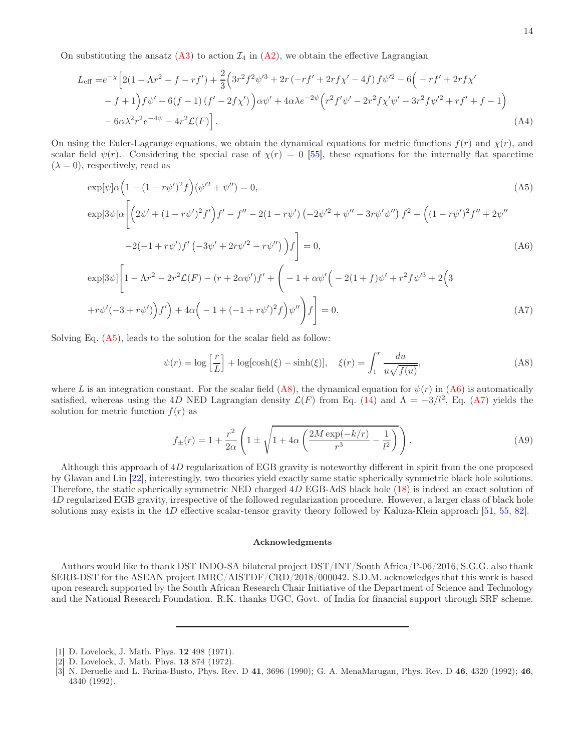On substituting the ansatz (A3) to action $\mathcal{I}_4$ in (A2), we obtain the effective Lagrangian

$$
\begin{aligned}
L_{\rm eff} =& e^{-\chi}\Big[2(1-\Lambda r^2 - f - rf') + \frac{2}{3}\Big(3r^2f^2\psi'^3 + 2r\left(-rf' + 2rf\chi' - 4f\right)f\psi'^2 - 6\Big(-rf' + 2rf\chi' \\
& - f + 1\Big)f\psi' - 6(f-1)\left(f' - 2f\chi'\right)\Big)\alpha\psi' + 4\alpha\lambda e^{-2\psi}\Big(r^2f'\psi' - 2r^2f\chi'\psi' - 3r^2f\psi'^2 + rf' + f - 1\Big) \\
& - 6\alpha\lambda^2r^2e^{-4\psi} - 4r^2\mathcal{L}(F)\Big]. \qquad \text{(A4)}
\end{aligned}
$$

On using the Euler-Lagrange equations, we obtain the dynamical equations for metric functions $f(r)$ and $\chi(r)$, and scalar field $\psi(r)$. Considering the special case of $\chi(r) = 0$ [55], these equations for the internally flat spacetime ($\lambda = 0$), respectively, read as

$$
\exp[\psi]\alpha\Big(1-(1-r\psi')^2f\Big)(\psi'^2+\psi'') = 0, \qquad \text{(A5)}
$$

$$
\begin{aligned}
\exp[3\psi]\alpha\Bigg[&\Big(2\psi' + (1-r\psi')^2f'\Big)f' - f'' - 2(1-r\psi')\left(-2\psi'^2 + \psi'' - 3r\psi'\psi''\right)f^2 + \Big((1-r\psi')^2f'' + 2\psi'' \\
& -2(-1+r\psi')f'\left(-3\psi' + 2r\psi'^2 - r\psi''\right)\Big)f\Bigg] = 0, \qquad \text{(A6)}
\end{aligned}
$$

$$
\begin{aligned}
\exp[3\psi]\Bigg[&1 - \Lambda r^2 - 2r^2\mathcal{L}(F) - (r + 2\alpha\psi')f' + \Bigg(-1 + \alpha\psi'\Big(-2(1+f)\psi' + r^2f\psi'^3 + 2\Big(3 \\
& + r\psi'(-3+r\psi')\Big)f'\Big) + 4\alpha\Big(-1 + (-1+r\psi')^2f\Big)\psi''\Bigg)f\Bigg] = 0. \qquad \text{(A7)}
\end{aligned}
$$

Solving Eq. (A5), leads to the solution for the scalar field as follow:

$$
\psi(r) = \log\left[\frac{r}{L}\right] + \log[\cosh(\xi) - \sinh(\xi)], \quad \xi(r) = \int_1^r \frac{du}{u\sqrt{f(u)}}, \qquad \text{(A8)}
$$

where $L$ is an integration constant. For the scalar field (A8), the dynamical equation for $\psi(r)$ in (A6) is automatically satisfied, whereas using the $4D$ NED Lagrangian density $\mathcal{L}(F)$ from Eq. (14) and $\Lambda = -3/l^2$, Eq. (A7) yields the solution for metric function $f(r)$ as

$$
f_{\pm}(r) = 1 + \frac{r^2}{2\alpha}\left(1 \pm \sqrt{1 + 4\alpha\left(\frac{2M\exp(-k/r)}{r^3} - \frac{1}{l^2}\right)}\right). \qquad \text{(A9)}
$$

Although this approach of $4D$ regularization of EGB gravity is noteworthy different in spirit from the one proposed by Glavan and Lin [22], interestingly, two theories yield exactly same static spherically symmetric black hole solutions. Therefore, the static spherically symmetric NED charged $4D$ EGB-AdS black hole (18) is indeed an exact solution of $4D$ regularized EGB gravity, irrespective of the followed regularization procedure. However, a larger class of black hole solutions may exists in the $4D$ effective scalar-tensor gravity theory followed by Kaluza-Klein approach [51, 55, 82].

### Acknowledgments

Authors would like to thank DST INDO-SA bilateral project DST/INT/South Africa/P-06/2016, S.G.G. also thank SERB-DST for the ASEAN project IMRC/AISTDF/CRD/2018/000042. S.D.M. acknowledges that this work is based upon research supported by the South African Research Chair Initiative of the Department of Science and Technology and the National Research Foundation. R.K. thanks UGC, Govt. of India for financial support through SRF scheme.

---

[1] D. Lovelock, J. Math. Phys. **12** 498 (1971).

[2] D. Lovelock, J. Math. Phys. **13** 874 (1972).

[3] N. Deruelle and L. Farina-Busto, Phys. Rev. D **41**, 3696 (1990); G. A. MenaMarugan, Phys. Rev. D **46**, 4320 (1992); **46**, 4340 (1992).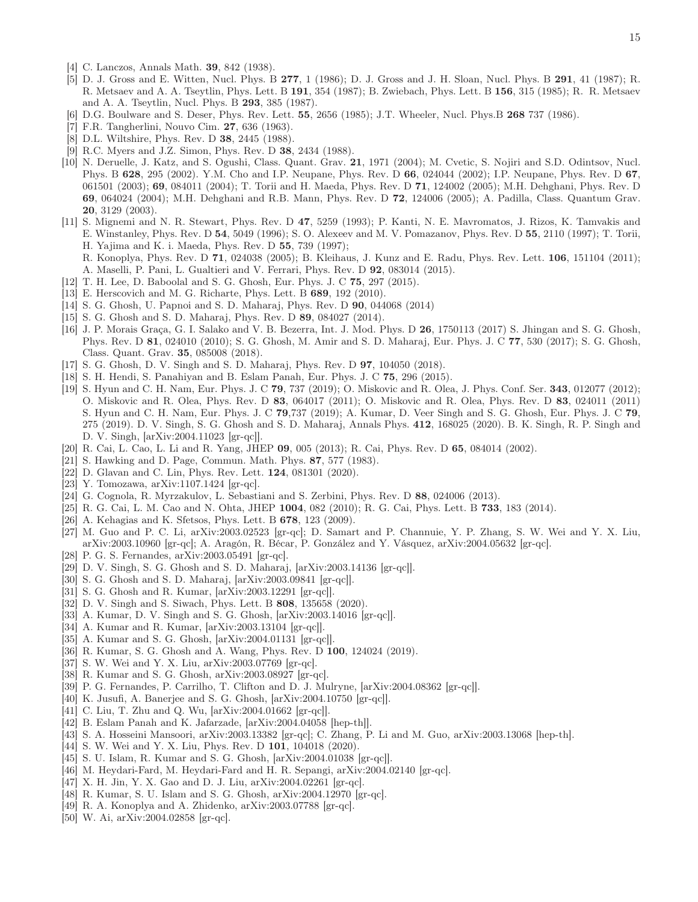[4] C. Lanczos, Annals Math. **39**, 842 (1938).

[5] D. J. Gross and E. Witten, Nucl. Phys. B **277**, 1 (1986); D. J. Gross and J. H. Sloan, Nucl. Phys. B **291**, 41 (1987); R. R. Metsaev and A. A. Tseytlin, Phys. Lett. B **191**, 354 (1987); B. Zwiebach, Phys. Lett. B **156**, 315 (1985); R. R. Metsaev and A. A. Tseytlin, Nucl. Phys. B **293**, 385 (1987).

[6] D.G. Boulware and S. Deser, Phys. Rev. Lett. **55**, 2656 (1985); J.T. Wheeler, Nucl. Phys.B **268** 737 (1986).

[7] F.R. Tangherlini, Nouvo Cim. **27**, 636 (1963).

[8] D.L. Wiltshire, Phys. Rev. D **38**, 2445 (1988).

[9] R.C. Myers and J.Z. Simon, Phys. Rev. D **38**, 2434 (1988).

[10] N. Deruelle, J. Katz, and S. Ogushi, Class. Quant. Grav. **21**, 1971 (2004); M. Cvetic, S. Nojiri and S.D. Odintsov, Nucl. Phys. B **628**, 295 (2002). Y.M. Cho and I.P. Neupane, Phys. Rev. D **66**, 024044 (2002); I.P. Neupane, Phys. Rev. D **67**, 061501 (2003); **69**, 084011 (2004); T. Torii and H. Maeda, Phys. Rev. D **71**, 124002 (2005); M.H. Dehghani, Phys. Rev. D **69**, 064024 (2004); M.H. Dehghani and R.B. Mann, Phys. Rev. D **72**, 124006 (2005); A. Padilla, Class. Quantum Grav. **20**, 3129 (2003).

[11] S. Mignemi and N. R. Stewart, Phys. Rev. D **47**, 5259 (1993); P. Kanti, N. E. Mavromatos, J. Rizos, K. Tamvakis and E. Winstanley, Phys. Rev. D **54**, 5049 (1996); S. O. Alexeev and M. V. Pomazanov, Phys. Rev. D **55**, 2110 (1997); T. Torii, H. Yajima and K. i. Maeda, Phys. Rev. D **55**, 739 (1997);
R. Konoplya, Phys. Rev. D **71**, 024038 (2005); B. Kleihaus, J. Kunz and E. Radu, Phys. Rev. Lett. **106**, 151104 (2011); A. Maselli, P. Pani, L. Gualtieri and V. Ferrari, Phys. Rev. D **92**, 083014 (2015).

[12] T. H. Lee, D. Baboolal and S. G. Ghosh, Eur. Phys. J. C **75**, 297 (2015).

[13] E. Herscovich and M. G. Richarte, Phys. Lett. B **689**, 192 (2010).

[14] S. G. Ghosh, U. Papnoi and S. D. Maharaj, Phys. Rev. D **90**, 044068 (2014)

[15] S. G. Ghosh and S. D. Maharaj, Phys. Rev. D **89**, 084027 (2014).

[16] J. P. Morais Graça, G. I. Salako and V. B. Bezerra, Int. J. Mod. Phys. D **26**, 1750113 (2017) S. Jhingan and S. G. Ghosh, Phys. Rev. D **81**, 024010 (2010); S. G. Ghosh, M. Amir and S. D. Maharaj, Eur. Phys. J. C **77**, 530 (2017); S. G. Ghosh, Class. Quant. Grav. **35**, 085008 (2018).

[17] S. G. Ghosh, D. V. Singh and S. D. Maharaj, Phys. Rev. D **97**, 104050 (2018).

[18] S. H. Hendi, S. Panahiyan and B. Eslam Panah, Eur. Phys. J. C **75**, 296 (2015).

[19] S. Hyun and C. H. Nam, Eur. Phys. J. C **79**, 737 (2019); O. Miskovic and R. Olea, J. Phys. Conf. Ser. **343**, 012077 (2012); O. Miskovic and R. Olea, Phys. Rev. D **83**, 064017 (2011); O. Miskovic and R. Olea, Phys. Rev. D **83**, 024011 (2011) S. Hyun and C. H. Nam, Eur. Phys. J. C **79**,737 (2019); A. Kumar, D. Veer Singh and S. G. Ghosh, Eur. Phys. J. C **79**, 275 (2019). D. V. Singh, S. G. Ghosh and S. D. Maharaj, Annals Phys. **412**, 168025 (2020). B. K. Singh, R. P. Singh and D. V. Singh, [arXiv:2004.11023 [gr-qc]].

[20] R. Cai, L. Cao, L. Li and R. Yang, JHEP **09**, 005 (2013); R. Cai, Phys. Rev. D **65**, 084014 (2002).

[21] S. Hawking and D. Page, Commun. Math. Phys. **87**, 577 (1983).

[22] D. Glavan and C. Lin, Phys. Rev. Lett. **124**, 081301 (2020).

[23] Y. Tomozawa, arXiv:1107.1424 [gr-qc].

[24] G. Cognola, R. Myrzakulov, L. Sebastiani and S. Zerbini, Phys. Rev. D **88**, 024006 (2013).

[25] R. G. Cai, L. M. Cao and N. Ohta, JHEP **1004**, 082 (2010); R. G. Cai, Phys. Lett. B **733**, 183 (2014).

[26] A. Kehagias and K. Sfetsos, Phys. Lett. B **678**, 123 (2009).

[27] M. Guo and P. C. Li, arXiv:2003.02523 [gr-qc]; D. Samart and P. Channuie, Y. P. Zhang, S. W. Wei and Y. X. Liu, arXiv:2003.10960 [gr-qc]; A. Aragón, R. Bécar, P. González and Y. Vásquez, arXiv:2004.05632 [gr-qc].

[28] P. G. S. Fernandes, arXiv:2003.05491 [gr-qc].

[29] D. V. Singh, S. G. Ghosh and S. D. Maharaj, [arXiv:2003.14136 [gr-qc]].

[30] S. G. Ghosh and S. D. Maharaj, [arXiv:2003.09841 [gr-qc]].

[31] S. G. Ghosh and R. Kumar, [arXiv:2003.12291 [gr-qc]].

[32] D. V. Singh and S. Siwach, Phys. Lett. B **808**, 135658 (2020).

[33] A. Kumar, D. V. Singh and S. G. Ghosh, [arXiv:2003.14016 [gr-qc]].

[34] A. Kumar and R. Kumar, [arXiv:2003.13104 [gr-qc]].

[35] A. Kumar and S. G. Ghosh, [arXiv:2004.01131 [gr-qc]].

[36] R. Kumar, S. G. Ghosh and A. Wang, Phys. Rev. D **100**, 124024 (2019).

[37] S. W. Wei and Y. X. Liu, arXiv:2003.07769 [gr-qc].

[38] R. Kumar and S. G. Ghosh, arXiv:2003.08927 [gr-qc].

[39] P. G. Fernandes, P. Carrilho, T. Clifton and D. J. Mulryne, [arXiv:2004.08362 [gr-qc]].

[40] K. Jusufi, A. Banerjee and S. G. Ghosh, [arXiv:2004.10750 [gr-qc]].

[41] C. Liu, T. Zhu and Q. Wu, [arXiv:2004.01662 [gr-qc]].

[42] B. Eslam Panah and K. Jafarzade, [arXiv:2004.04058 [hep-th]].

[43] S. A. Hosseini Mansoori, arXiv:2003.13382 [gr-qc]; C. Zhang, P. Li and M. Guo, arXiv:2003.13068 [hep-th].

[44] S. W. Wei and Y. X. Liu, Phys. Rev. D **101**, 104018 (2020).

[45] S. U. Islam, R. Kumar and S. G. Ghosh, [arXiv:2004.01038 [gr-qc]].

[46] M. Heydari-Fard, M. Heydari-Fard and H. R. Sepangi, arXiv:2004.02140 [gr-qc].

[47] X. H. Jin, Y. X. Gao and D. J. Liu, arXiv:2004.02261 [gr-qc].

[48] R. Kumar, S. U. Islam and S. G. Ghosh, arXiv:2004.12970 [gr-qc].

[49] R. A. Konoplya and A. Zhidenko, arXiv:2003.07788 [gr-qc].

[50] W. Ai, arXiv:2004.02858 [gr-qc].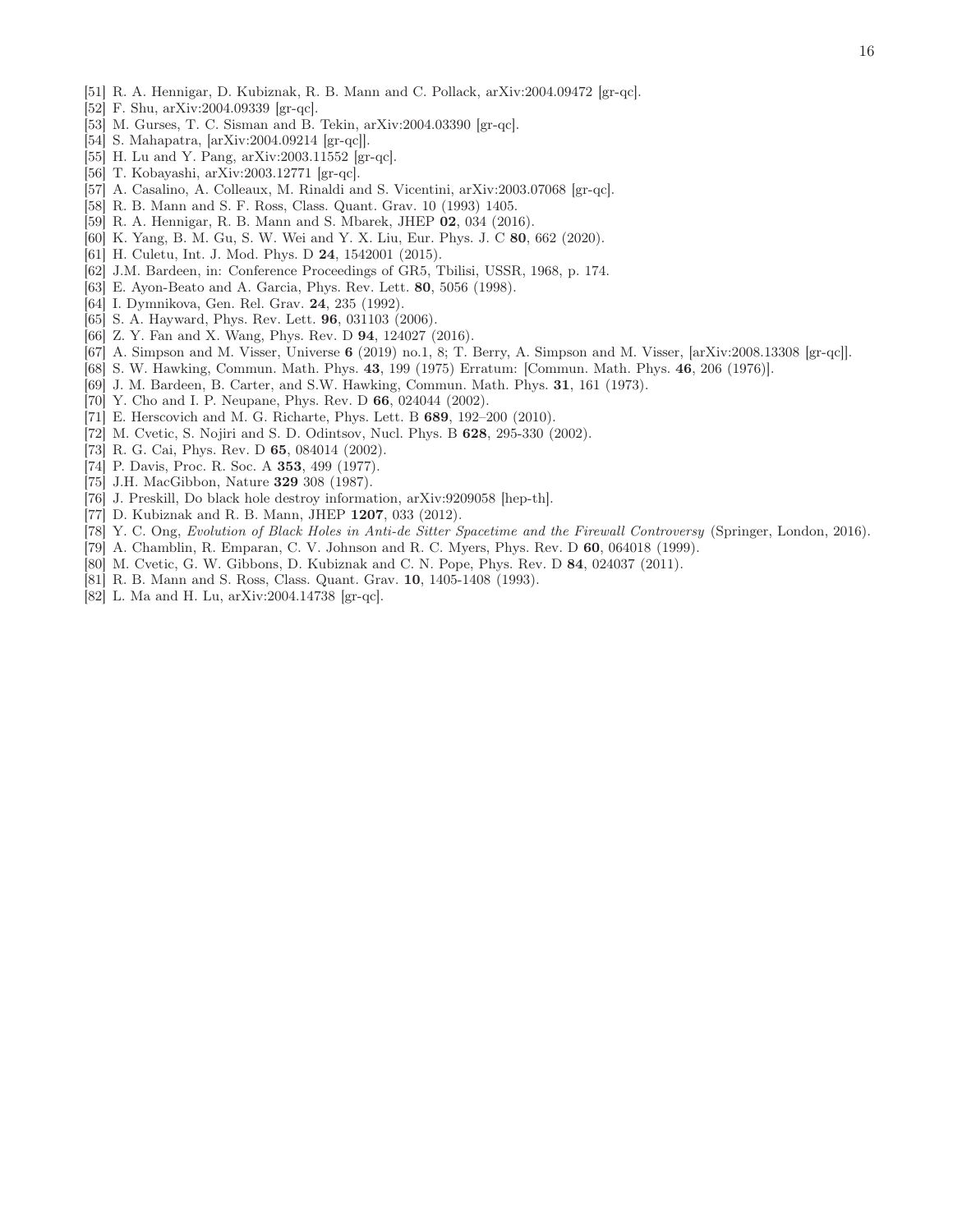[51] R. A. Hennigar, D. Kubiznak, R. B. Mann and C. Pollack, arXiv:2004.09472 [gr-qc].
[52] F. Shu, arXiv:2004.09339 [gr-qc].
[53] M. Gurses, T. C. Sisman and B. Tekin, arXiv:2004.03390 [gr-qc].
[54] S. Mahapatra, [arXiv:2004.09214 [gr-qc]].
[55] H. Lu and Y. Pang, arXiv:2003.11552 [gr-qc].
[56] T. Kobayashi, arXiv:2003.12771 [gr-qc].
[57] A. Casalino, A. Colleaux, M. Rinaldi and S. Vicentini, arXiv:2003.07068 [gr-qc].
[58] R. B. Mann and S. F. Ross, Class. Quant. Grav. 10 (1993) 1405.
[59] R. A. Hennigar, R. B. Mann and S. Mbarek, JHEP **02**, 034 (2016).
[60] K. Yang, B. M. Gu, S. W. Wei and Y. X. Liu, Eur. Phys. J. C **80**, 662 (2020).
[61] H. Culetu, Int. J. Mod. Phys. D **24**, 1542001 (2015).
[62] J.M. Bardeen, in: Conference Proceedings of GR5, Tbilisi, USSR, 1968, p. 174.
[63] E. Ayon-Beato and A. Garcia, Phys. Rev. Lett. **80**, 5056 (1998).
[64] I. Dymnikova, Gen. Rel. Grav. **24**, 235 (1992).
[65] S. A. Hayward, Phys. Rev. Lett. **96**, 031103 (2006).
[66] Z. Y. Fan and X. Wang, Phys. Rev. D **94**, 124027 (2016).
[67] A. Simpson and M. Visser, Universe **6** (2019) no.1, 8; T. Berry, A. Simpson and M. Visser, [arXiv:2008.13308 [gr-qc]].
[68] S. W. Hawking, Commun. Math. Phys. **43**, 199 (1975) Erratum: [Commun. Math. Phys. **46**, 206 (1976)].
[69] J. M. Bardeen, B. Carter, and S.W. Hawking, Commun. Math. Phys. **31**, 161 (1973).
[70] Y. Cho and I. P. Neupane, Phys. Rev. D **66**, 024044 (2002).
[71] E. Herscovich and M. G. Richarte, Phys. Lett. B **689**, 192–200 (2010).
[72] M. Cvetic, S. Nojiri and S. D. Odintsov, Nucl. Phys. B **628**, 295-330 (2002).
[73] R. G. Cai, Phys. Rev. D **65**, 084014 (2002).
[74] P. Davis, Proc. R. Soc. A **353**, 499 (1977).
[75] J.H. MacGibbon, Nature **329** 308 (1987).
[76] J. Preskill, Do black hole destroy information, arXiv:9209058 [hep-th].
[77] D. Kubiznak and R. B. Mann, JHEP **1207**, 033 (2012).
[78] Y. C. Ong, *Evolution of Black Holes in Anti-de Sitter Spacetime and the Firewall Controversy* (Springer, London, 2016).
[79] A. Chamblin, R. Emparan, C. V. Johnson and R. C. Myers, Phys. Rev. D **60**, 064018 (1999).
[80] M. Cvetic, G. W. Gibbons, D. Kubiznak and C. N. Pope, Phys. Rev. D **84**, 024037 (2011).
[81] R. B. Mann and S. Ross, Class. Quant. Grav. **10**, 1405-1408 (1993).
[82] L. Ma and H. Lu, arXiv:2004.14738 [gr-qc].